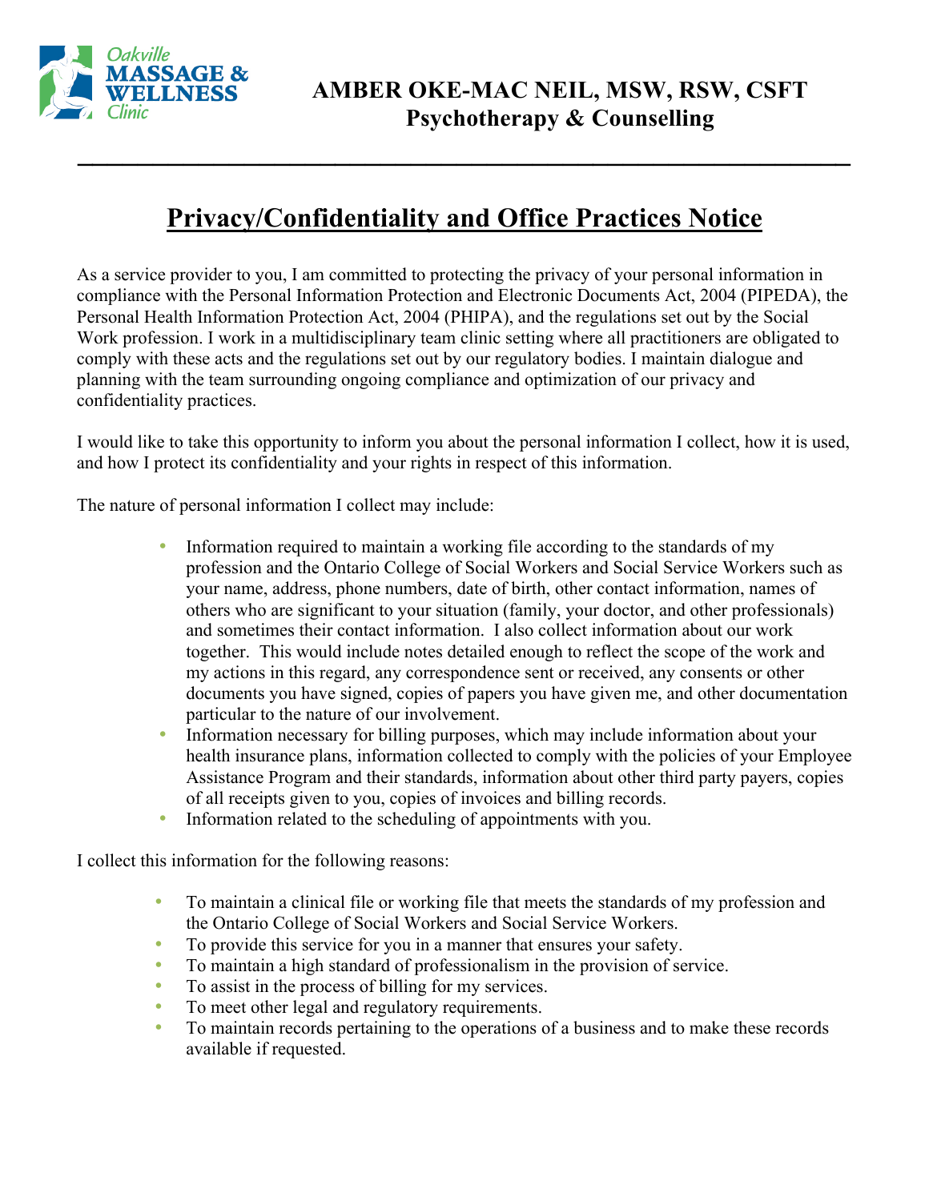Oakville **MASSAGE & WELLNESS** Clinic

**AMBER OKE-MAC NEIL, MSW, RSW, CSFT**
**Psychotherapy & Counselling**

---

# Privacy/Confidentiality and Office Practices Notice

As a service provider to you, I am committed to protecting the privacy of your personal information in compliance with the Personal Information Protection and Electronic Documents Act, 2004 (PIPEDA), the Personal Health Information Protection Act, 2004 (PHIPA), and the regulations set out by the Social Work profession. I work in a multidisciplinary team clinic setting where all practitioners are obligated to comply with these acts and the regulations set out by our regulatory bodies. I maintain dialogue and planning with the team surrounding ongoing compliance and optimization of our privacy and confidentiality practices.

I would like to take this opportunity to inform you about the personal information I collect, how it is used, and how I protect its confidentiality and your rights in respect of this information.

The nature of personal information I collect may include:

- Information required to maintain a working file according to the standards of my profession and the Ontario College of Social Workers and Social Service Workers such as your name, address, phone numbers, date of birth, other contact information, names of others who are significant to your situation (family, your doctor, and other professionals) and sometimes their contact information. I also collect information about our work together. This would include notes detailed enough to reflect the scope of the work and my actions in this regard, any correspondence sent or received, any consents or other documents you have signed, copies of papers you have given me, and other documentation particular to the nature of our involvement.
- Information necessary for billing purposes, which may include information about your health insurance plans, information collected to comply with the policies of your Employee Assistance Program and their standards, information about other third party payers, copies of all receipts given to you, copies of invoices and billing records.
- Information related to the scheduling of appointments with you.

I collect this information for the following reasons:

- To maintain a clinical file or working file that meets the standards of my profession and the Ontario College of Social Workers and Social Service Workers.
- To provide this service for you in a manner that ensures your safety.
- To maintain a high standard of professionalism in the provision of service.
- To assist in the process of billing for my services.
- To meet other legal and regulatory requirements.
- To maintain records pertaining to the operations of a business and to make these records available if requested.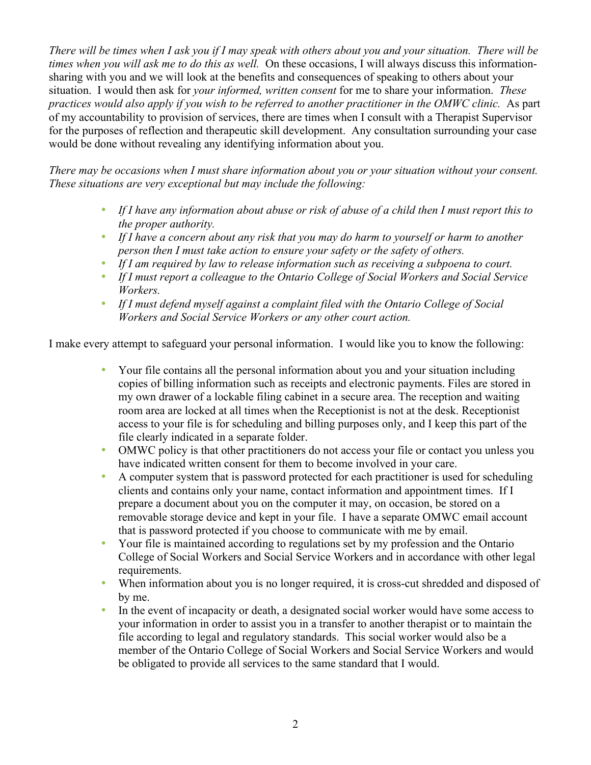*There will be times when I ask you if I may speak with others about you and your situation. There will be times when you will ask me to do this as well.* On these occasions, I will always discuss this information-sharing with you and we will look at the benefits and consequences of speaking to others about your situation. I would then ask for *your informed, written consent* for me to share your information. *These practices would also apply if you wish to be referred to another practitioner in the OMWC clinic.* As part of my accountability to provision of services, there are times when I consult with a Therapist Supervisor for the purposes of reflection and therapeutic skill development. Any consultation surrounding your case would be done without revealing any identifying information about you.

*There may be occasions when I must share information about you or your situation without your consent. These situations are very exceptional but may include the following:*

- *If I have any information about abuse or risk of abuse of a child then I must report this to the proper authority.*
- *If I have a concern about any risk that you may do harm to yourself or harm to another person then I must take action to ensure your safety or the safety of others.*
- *If I am required by law to release information such as receiving a subpoena to court.*
- *If I must report a colleague to the Ontario College of Social Workers and Social Service Workers.*
- *If I must defend myself against a complaint filed with the Ontario College of Social Workers and Social Service Workers or any other court action.*

I make every attempt to safeguard your personal information. I would like you to know the following:

- Your file contains all the personal information about you and your situation including copies of billing information such as receipts and electronic payments. Files are stored in my own drawer of a lockable filing cabinet in a secure area. The reception and waiting room area are locked at all times when the Receptionist is not at the desk. Receptionist access to your file is for scheduling and billing purposes only, and I keep this part of the file clearly indicated in a separate folder.
- OMWC policy is that other practitioners do not access your file or contact you unless you have indicated written consent for them to become involved in your care.
- A computer system that is password protected for each practitioner is used for scheduling clients and contains only your name, contact information and appointment times. If I prepare a document about you on the computer it may, on occasion, be stored on a removable storage device and kept in your file. I have a separate OMWC email account that is password protected if you choose to communicate with me by email.
- Your file is maintained according to regulations set by my profession and the Ontario College of Social Workers and Social Service Workers and in accordance with other legal requirements.
- When information about you is no longer required, it is cross-cut shredded and disposed of by me.
- In the event of incapacity or death, a designated social worker would have some access to your information in order to assist you in a transfer to another therapist or to maintain the file according to legal and regulatory standards. This social worker would also be a member of the Ontario College of Social Workers and Social Service Workers and would be obligated to provide all services to the same standard that I would.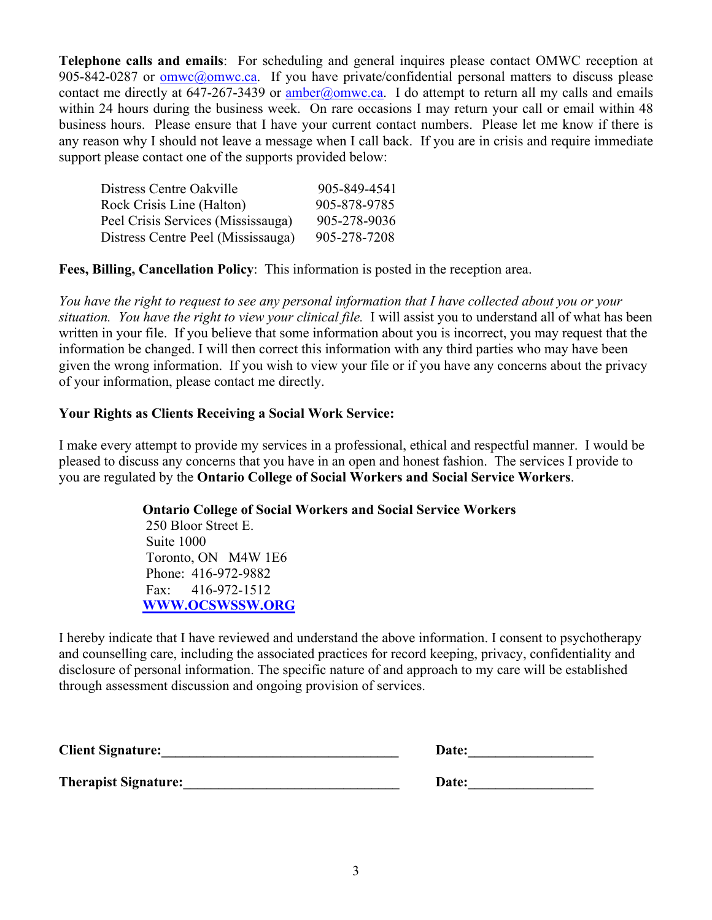**Telephone calls and emails**: For scheduling and general inquires please contact OMWC reception at 905-842-0287 or omwc@omwc.ca. If you have private/confidential personal matters to discuss please contact me directly at 647-267-3439 or amber@omwc.ca. I do attempt to return all my calls and emails within 24 hours during the business week. On rare occasions I may return your call or email within 48 business hours. Please ensure that I have your current contact numbers. Please let me know if there is any reason why I should not leave a message when I call back. If you are in crisis and require immediate support please contact one of the supports provided below:

| | |
|---|---|
| Distress Centre Oakville | 905-849-4541 |
| Rock Crisis Line (Halton) | 905-878-9785 |
| Peel Crisis Services (Mississauga) | 905-278-9036 |
| Distress Centre Peel (Mississauga) | 905-278-7208 |

**Fees, Billing, Cancellation Policy**: This information is posted in the reception area.

*You have the right to request to see any personal information that I have collected about you or your situation. You have the right to view your clinical file.* I will assist you to understand all of what has been written in your file. If you believe that some information about you is incorrect, you may request that the information be changed. I will then correct this information with any third parties who may have been given the wrong information. If you wish to view your file or if you have any concerns about the privacy of your information, please contact me directly.

**Your Rights as Clients Receiving a Social Work Service:**

I make every attempt to provide my services in a professional, ethical and respectful manner. I would be pleased to discuss any concerns that you have in an open and honest fashion. The services I provide to you are regulated by the **Ontario College of Social Workers and Social Service Workers**.

**Ontario College of Social Workers and Social Service Workers**
250 Bloor Street E.
Suite 1000
Toronto, ON M4W 1E6
Phone: 416-972-9882
Fax: 416-972-1512
**WWW.OCSWSSW.ORG**

I hereby indicate that I have reviewed and understand the above information. I consent to psychotherapy and counselling care, including the associated practices for record keeping, privacy, confidentiality and disclosure of personal information. The specific nature of and approach to my care will be established through assessment discussion and ongoing provision of services.

**Client Signature:**\_\_\_\_\_\_\_\_\_\_\_\_\_\_\_\_\_\_\_\_\_\_\_\_\_\_\_\_\_\_\_\_ **Date:**\_\_\_\_\_\_\_\_\_\_\_\_\_\_\_\_\_\_

**Therapist Signature:**\_\_\_\_\_\_\_\_\_\_\_\_\_\_\_\_\_\_\_\_\_\_\_\_\_\_\_\_\_\_ **Date:**\_\_\_\_\_\_\_\_\_\_\_\_\_\_\_\_\_\_